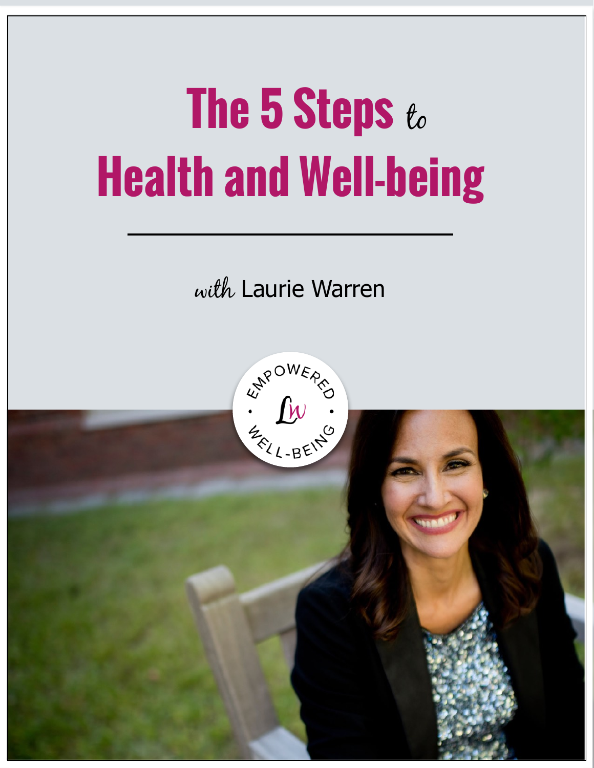# The 5 Steps *to* Health and Well-being

---

*with* Laurie Warren

EMPOWERED LW WELL-BEING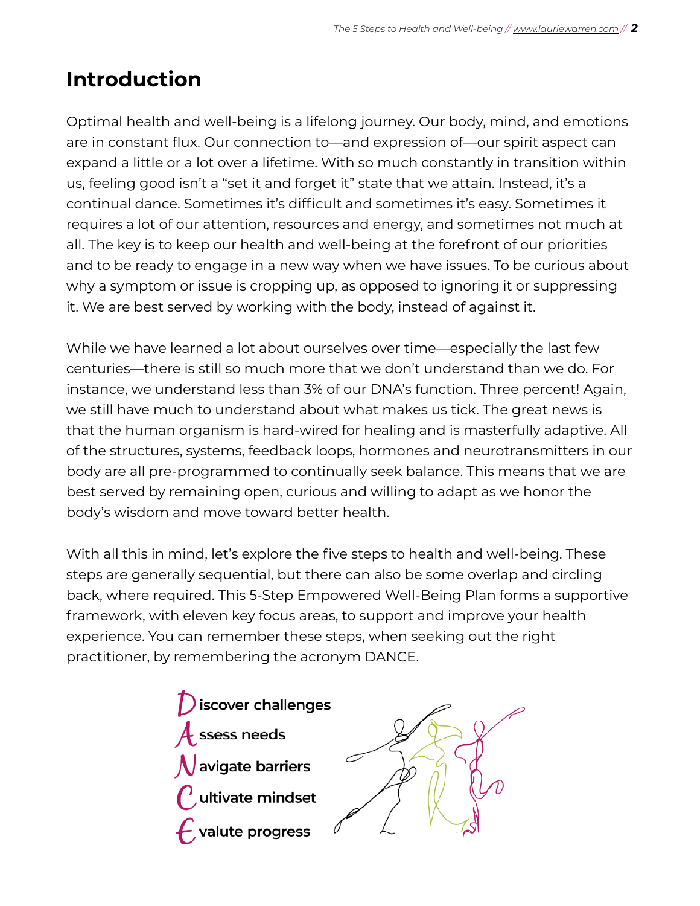## Introduction

Optimal health and well-being is a lifelong journey. Our body, mind, and emotions are in constant flux. Our connection to—and expression of—our spirit aspect can expand a little or a lot over a lifetime. With so much constantly in transition within us, feeling good isn't a "set it and forget it" state that we attain. Instead, it's a continual dance. Sometimes it's difficult and sometimes it's easy. Sometimes it requires a lot of our attention, resources and energy, and sometimes not much at all. The key is to keep our health and well-being at the forefront of our priorities and to be ready to engage in a new way when we have issues. To be curious about why a symptom or issue is cropping up, as opposed to ignoring it or suppressing it. We are best served by working with the body, instead of against it.

While we have learned a lot about ourselves over time—especially the last few centuries—there is still so much more that we don't understand than we do. For instance, we understand less than 3% of our DNA's function. Three percent! Again, we still have much to understand about what makes us tick. The great news is that the human organism is hard-wired for healing and is masterfully adaptive. All of the structures, systems, feedback loops, hormones and neurotransmitters in our body are all pre-programmed to continually seek balance. This means that we are best served by remaining open, curious and willing to adapt as we honor the body's wisdom and move toward better health.

With all this in mind, let's explore the five steps to health and well-being. These steps are generally sequential, but there can also be some overlap and circling back, where required. This 5-Step Empowered Well-Being Plan forms a supportive framework, with eleven key focus areas, to support and improve your health experience. You can remember these steps, when seeking out the right practitioner, by remembering the acronym DANCE.

- **D**iscover challenges
- **A**ssess needs
- **N**avigate barriers
- **C**ultivate mindset
- **E**valute progress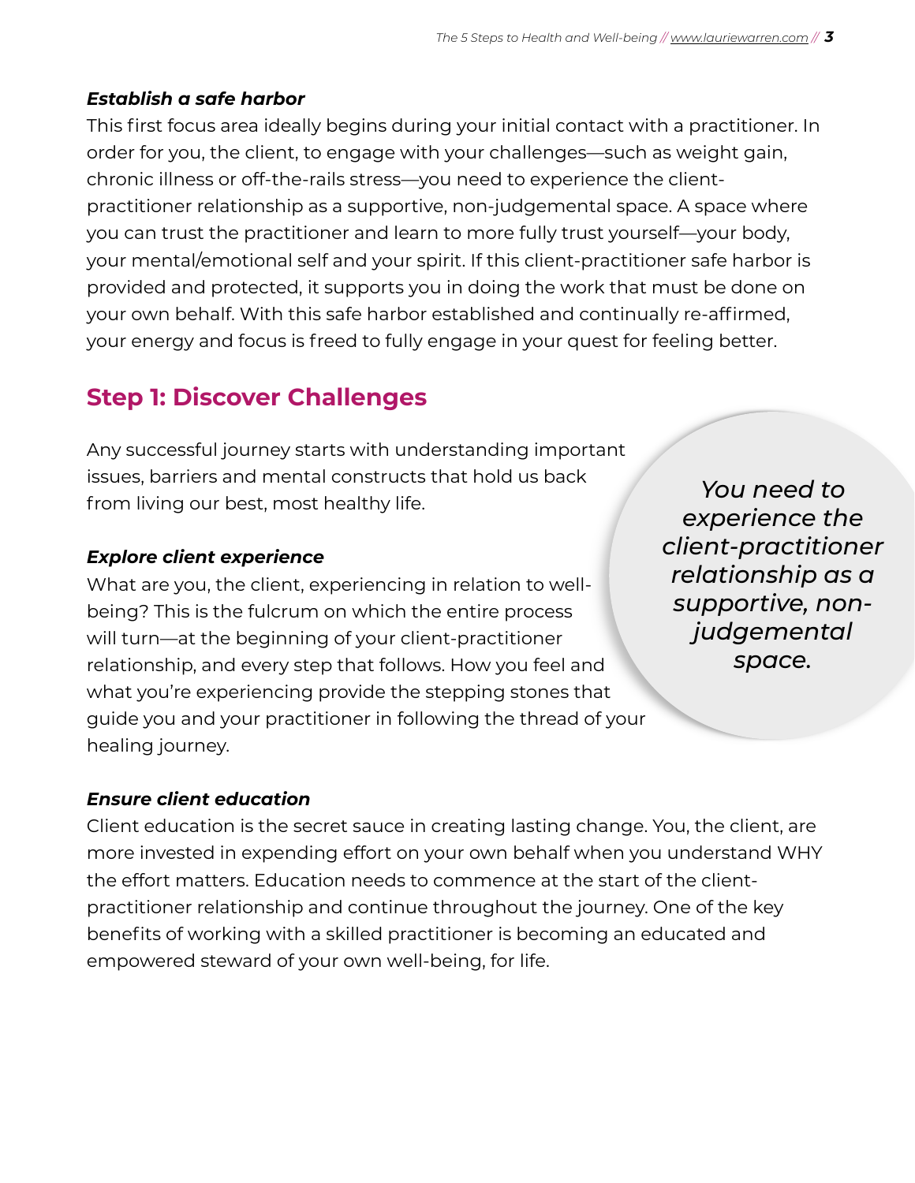***Establish a safe harbor***

This first focus area ideally begins during your initial contact with a practitioner. In order for you, the client, to engage with your challenges—such as weight gain, chronic illness or off-the-rails stress—you need to experience the client-practitioner relationship as a supportive, non-judgemental space. A space where you can trust the practitioner and learn to more fully trust yourself—your body, your mental/emotional self and your spirit. If this client-practitioner safe harbor is provided and protected, it supports you in doing the work that must be done on your own behalf. With this safe harbor established and continually re-affirmed, your energy and focus is freed to fully engage in your quest for feeling better.

## Step 1: Discover Challenges

Any successful journey starts with understanding important issues, barriers and mental constructs that hold us back from living our best, most healthy life.

*You need to experience the client-practitioner relationship as a supportive, non-judgemental space.*

***Explore client experience***

What are you, the client, experiencing in relation to well-being? This is the fulcrum on which the entire process will turn—at the beginning of your client-practitioner relationship, and every step that follows. How you feel and what you're experiencing provide the stepping stones that guide you and your practitioner in following the thread of your healing journey.

***Ensure client education***

Client education is the secret sauce in creating lasting change. You, the client, are more invested in expending effort on your own behalf when you understand WHY the effort matters. Education needs to commence at the start of the client-practitioner relationship and continue throughout the journey. One of the key benefits of working with a skilled practitioner is becoming an educated and empowered steward of your own well-being, for life.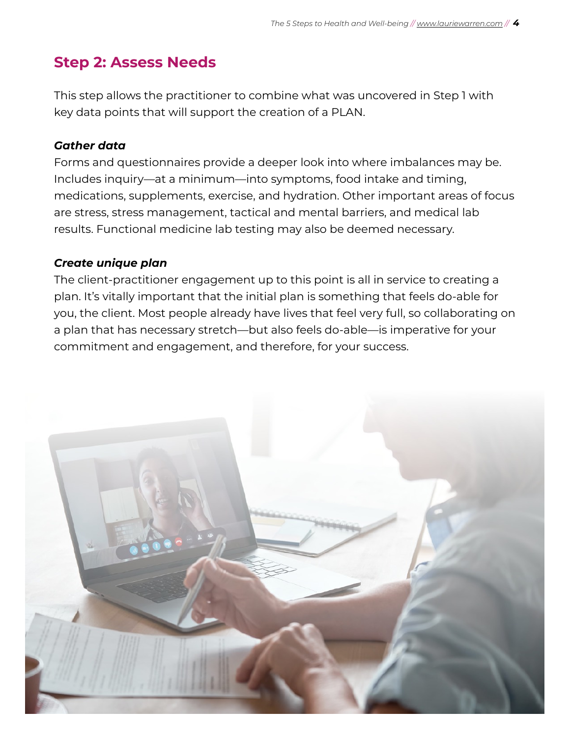## Step 2: Assess Needs

This step allows the practitioner to combine what was uncovered in Step 1 with key data points that will support the creation of a PLAN.

***Gather data***

Forms and questionnaires provide a deeper look into where imbalances may be. Includes inquiry—at a minimum—into symptoms, food intake and timing, medications, supplements, exercise, and hydration. Other important areas of focus are stress, stress management, tactical and mental barriers, and medical lab results. Functional medicine lab testing may also be deemed necessary.

***Create unique plan***

The client-practitioner engagement up to this point is all in service to creating a plan. It's vitally important that the initial plan is something that feels do-able for you, the client. Most people already have lives that feel very full, so collaborating on a plan that has necessary stretch—but also feels do-able—is imperative for your commitment and engagement, and therefore, for your success.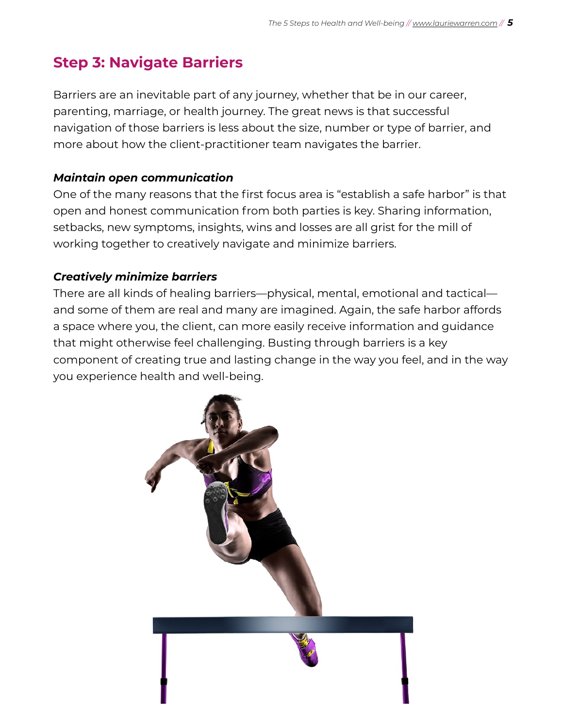## Step 3: Navigate Barriers

Barriers are an inevitable part of any journey, whether that be in our career, parenting, marriage, or health journey. The great news is that successful navigation of those barriers is less about the size, number or type of barrier, and more about how the client-practitioner team navigates the barrier.

***Maintain open communication***

One of the many reasons that the first focus area is "establish a safe harbor" is that open and honest communication from both parties is key. Sharing information, setbacks, new symptoms, insights, wins and losses are all grist for the mill of working together to creatively navigate and minimize barriers.

***Creatively minimize barriers***

There are all kinds of healing barriers—physical, mental, emotional and tactical—and some of them are real and many are imagined. Again, the safe harbor affords a space where you, the client, can more easily receive information and guidance that might otherwise feel challenging. Busting through barriers is a key component of creating true and lasting change in the way you feel, and in the way you experience health and well-being.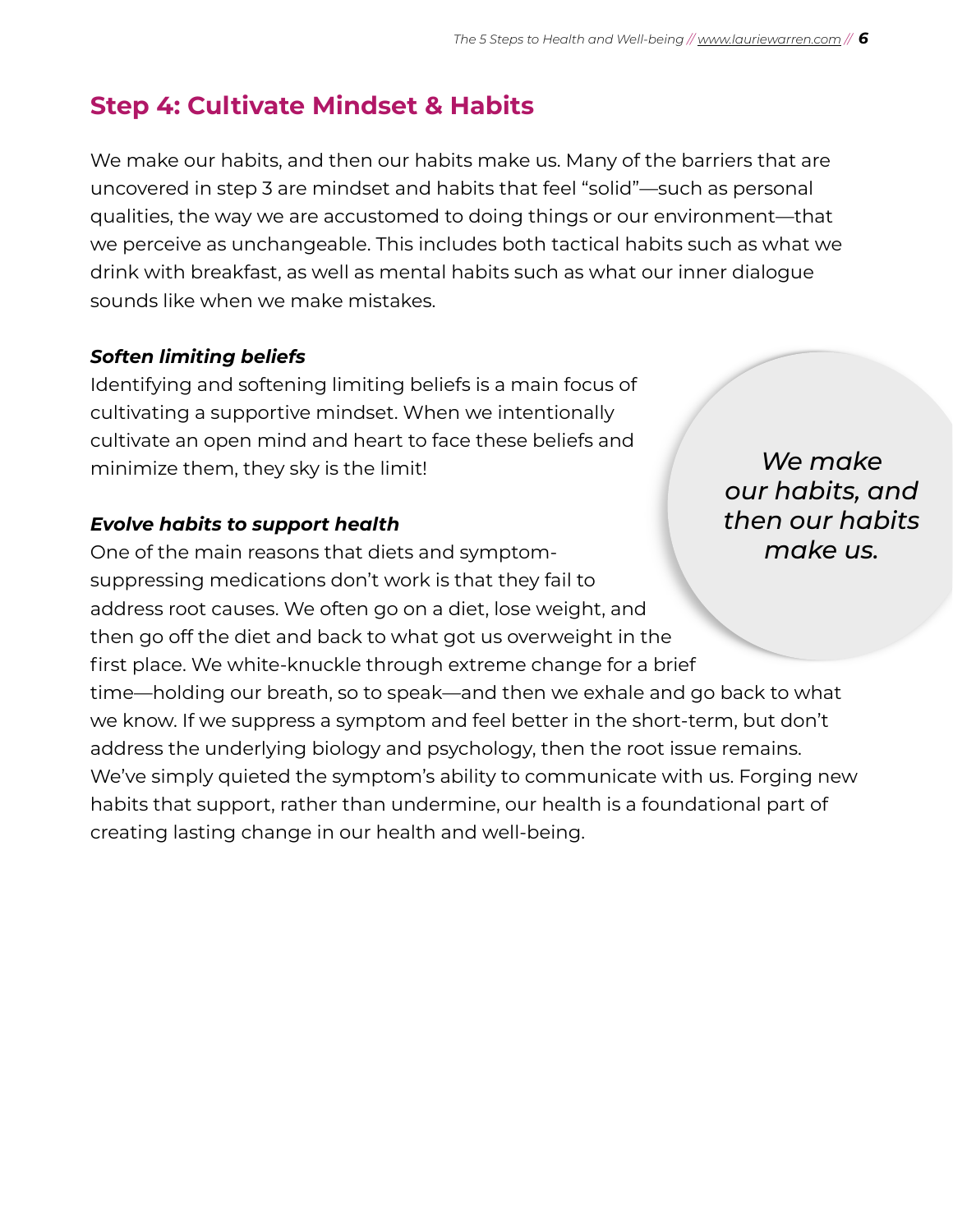## Step 4: Cultivate Mindset & Habits

We make our habits, and then our habits make us. Many of the barriers that are uncovered in step 3 are mindset and habits that feel "solid"—such as personal qualities, the way we are accustomed to doing things or our environment—that we perceive as unchangeable. This includes both tactical habits such as what we drink with breakfast, as well as mental habits such as what our inner dialogue sounds like when we make mistakes.

***Soften limiting beliefs***

Identifying and softening limiting beliefs is a main focus of cultivating a supportive mindset. When we intentionally cultivate an open mind and heart to face these beliefs and minimize them, they sky is the limit!

*We make our habits, and then our habits make us.*

***Evolve habits to support health***

One of the main reasons that diets and symptom-suppressing medications don't work is that they fail to address root causes. We often go on a diet, lose weight, and then go off the diet and back to what got us overweight in the first place. We white-knuckle through extreme change for a brief time—holding our breath, so to speak—and then we exhale and go back to what we know. If we suppress a symptom and feel better in the short-term, but don't address the underlying biology and psychology, then the root issue remains. We've simply quieted the symptom's ability to communicate with us. Forging new habits that support, rather than undermine, our health is a foundational part of creating lasting change in our health and well-being.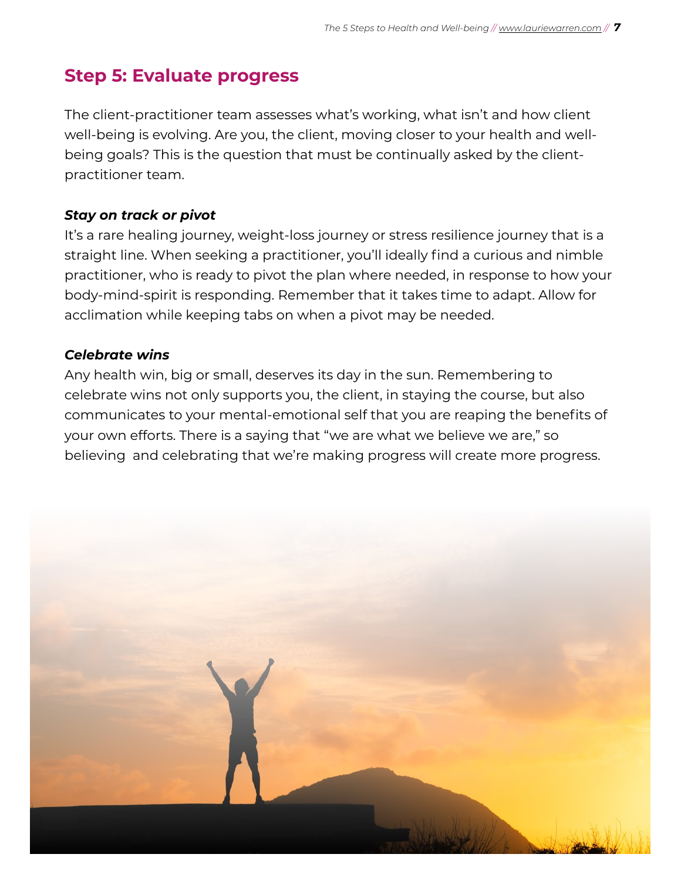## Step 5: Evaluate progress

The client-practitioner team assesses what's working, what isn't and how client well-being is evolving. Are you, the client, moving closer to your health and well-being goals? This is the question that must be continually asked by the client-practitioner team.

***Stay on track or pivot***

It's a rare healing journey, weight-loss journey or stress resilience journey that is a straight line. When seeking a practitioner, you'll ideally find a curious and nimble practitioner, who is ready to pivot the plan where needed, in response to how your body-mind-spirit is responding. Remember that it takes time to adapt. Allow for acclimation while keeping tabs on when a pivot may be needed.

***Celebrate wins***

Any health win, big or small, deserves its day in the sun. Remembering to celebrate wins not only supports you, the client, in staying the course, but also communicates to your mental-emotional self that you are reaping the benefits of your own efforts. There is a saying that "we are what we believe we are," so believing and celebrating that we're making progress will create more progress.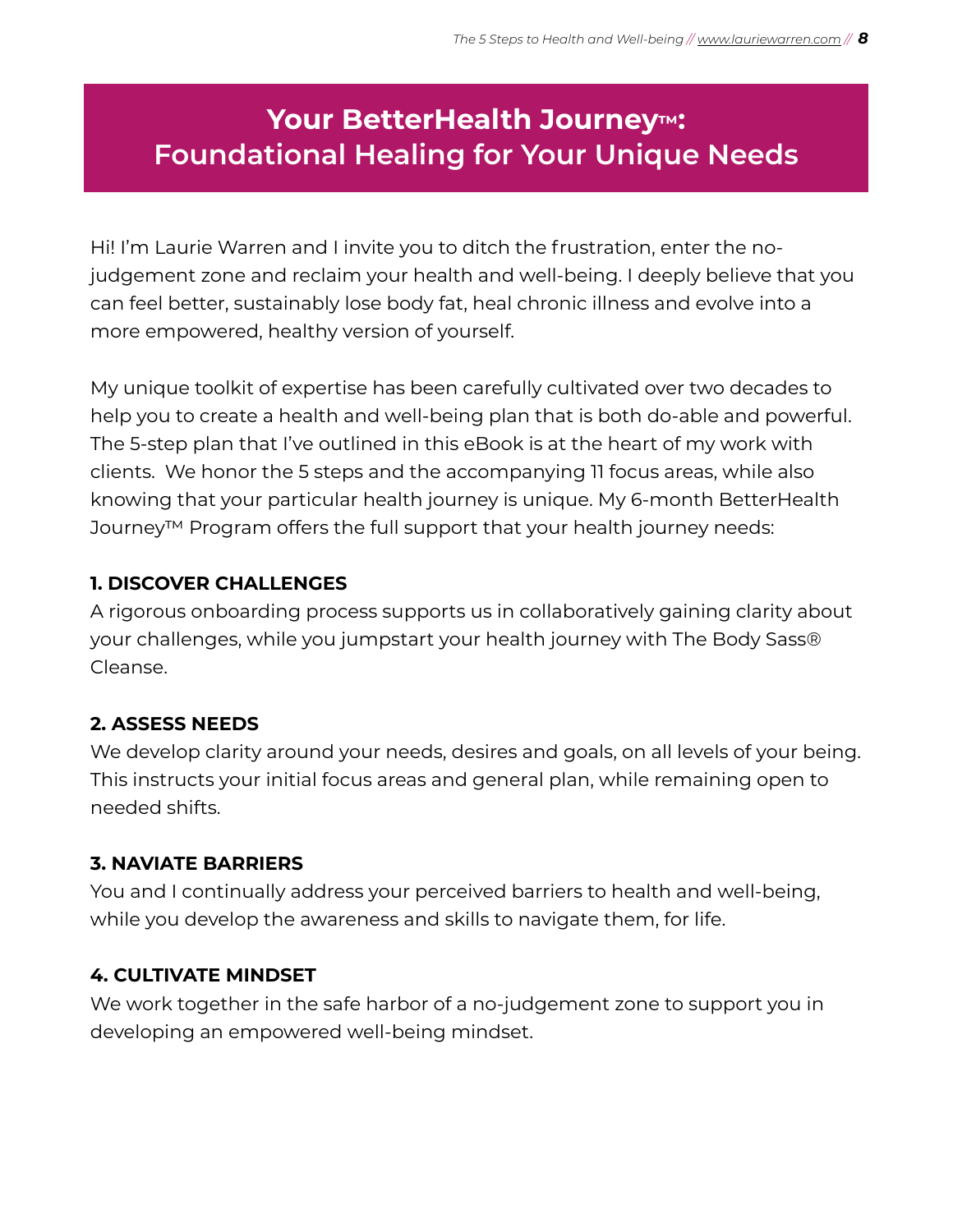# Your BetterHealth Journey™: Foundational Healing for Your Unique Needs

Hi! I'm Laurie Warren and I invite you to ditch the frustration, enter the no-judgement zone and reclaim your health and well-being. I deeply believe that you can feel better, sustainably lose body fat, heal chronic illness and evolve into a more empowered, healthy version of yourself.

My unique toolkit of expertise has been carefully cultivated over two decades to help you to create a health and well-being plan that is both do-able and powerful. The 5-step plan that I've outlined in this eBook is at the heart of my work with clients. We honor the 5 steps and the accompanying 11 focus areas, while also knowing that your particular health journey is unique. My 6-month BetterHealth Journey™ Program offers the full support that your health journey needs:

**1. DISCOVER CHALLENGES**

A rigorous onboarding process supports us in collaboratively gaining clarity about your challenges, while you jumpstart your health journey with The Body Sass® Cleanse.

**2. ASSESS NEEDS**

We develop clarity around your needs, desires and goals, on all levels of your being. This instructs your initial focus areas and general plan, while remaining open to needed shifts.

**3. NAVIATE BARRIERS**

You and I continually address your perceived barriers to health and well-being, while you develop the awareness and skills to navigate them, for life.

**4. CULTIVATE MINDSET**

We work together in the safe harbor of a no-judgement zone to support you in developing an empowered well-being mindset.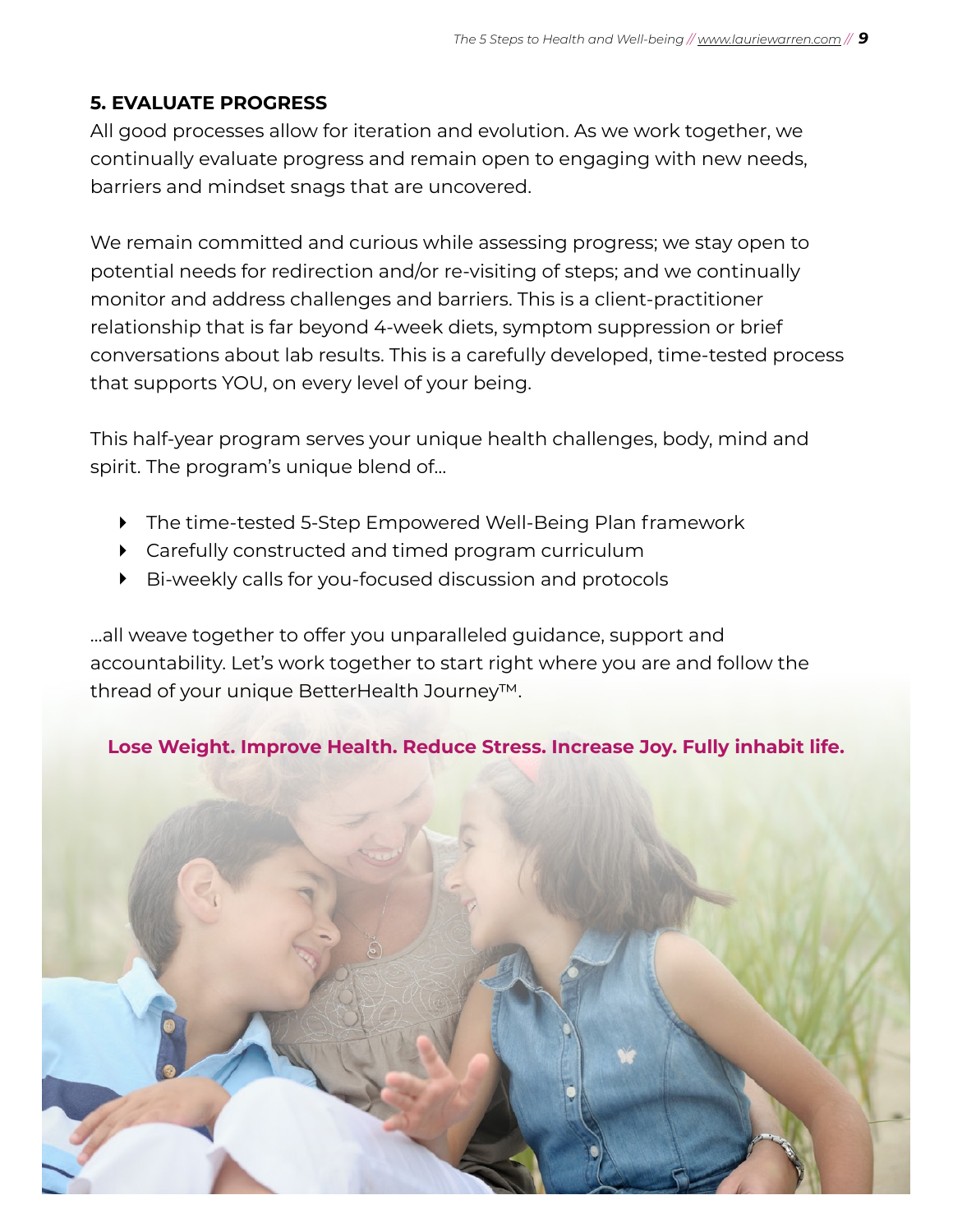## 5. EVALUATE PROGRESS

All good processes allow for iteration and evolution. As we work together, we continually evaluate progress and remain open to engaging with new needs, barriers and mindset snags that are uncovered.

We remain committed and curious while assessing progress; we stay open to potential needs for redirection and/or re-visiting of steps; and we continually monitor and address challenges and barriers. This is a client-practitioner relationship that is far beyond 4-week diets, symptom suppression or brief conversations about lab results. This is a carefully developed, time-tested process that supports YOU, on every level of your being.

This half-year program serves your unique health challenges, body, mind and spirit. The program's unique blend of...

- The time-tested 5-Step Empowered Well-Being Plan framework
- Carefully constructed and timed program curriculum
- Bi-weekly calls for you-focused discussion and protocols

...all weave together to offer you unparalleled guidance, support and accountability. Let's work together to start right where you are and follow the thread of your unique BetterHealth Journey™.

**Lose Weight. Improve Health. Reduce Stress. Increase Joy. Fully inhabit life.**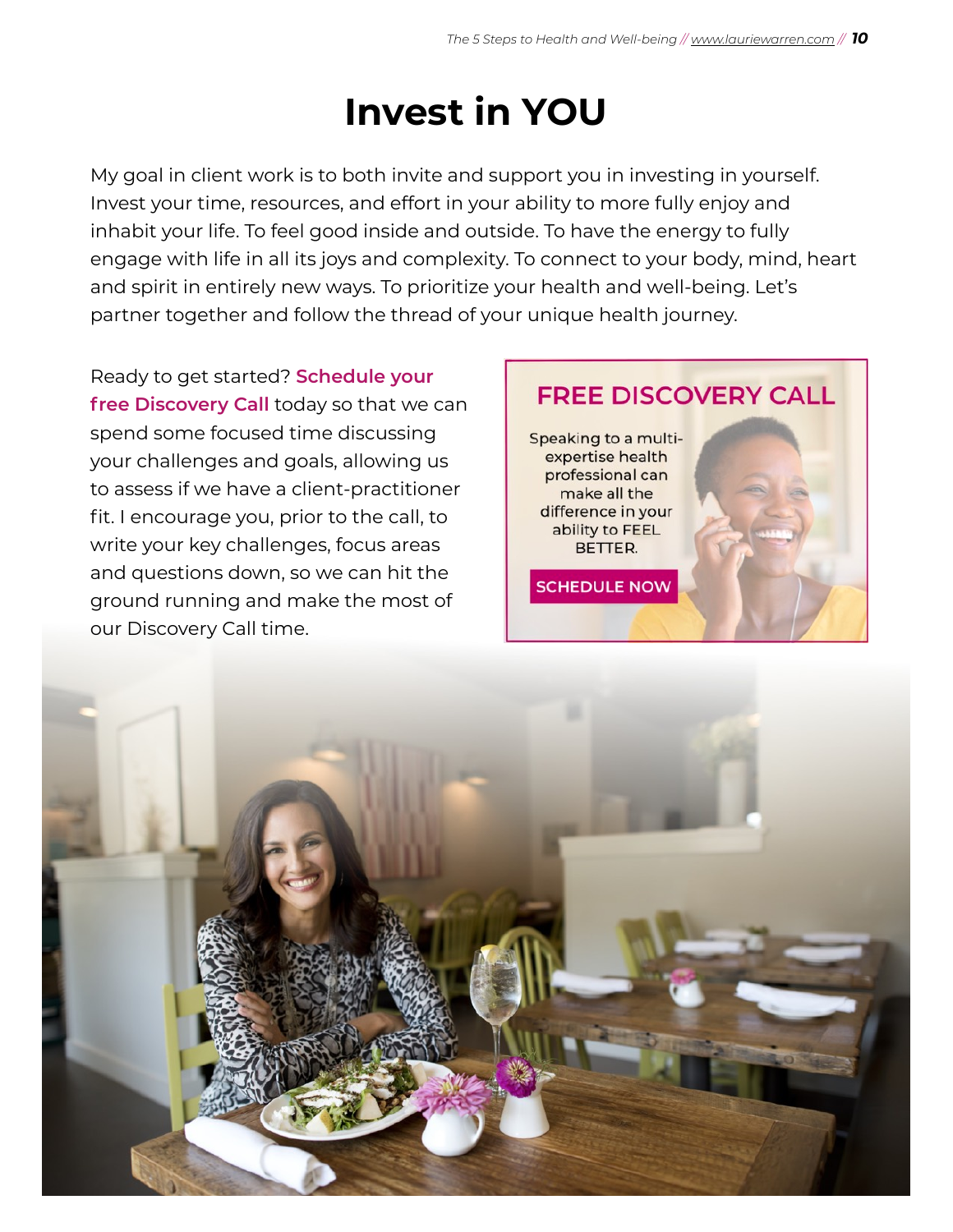# Invest in YOU

My goal in client work is to both invite and support you in investing in yourself. Invest your time, resources, and effort in your ability to more fully enjoy and inhabit your life. To feel good inside and outside. To have the energy to fully engage with life in all its joys and complexity. To connect to your body, mind, heart and spirit in entirely new ways. To prioritize your health and well-being. Let's partner together and follow the thread of your unique health journey.

Ready to get started? **Schedule your free Discovery Call** today so that we can spend some focused time discussing your challenges and goals, allowing us to assess if we have a client-practitioner fit. I encourage you, prior to the call, to write your key challenges, focus areas and questions down, so we can hit the ground running and make the most of our Discovery Call time.

**FREE DISCOVERY CALL**

Speaking to a multi-expertise health professional can make all the difference in your ability to FEEL BETTER.

**SCHEDULE NOW**